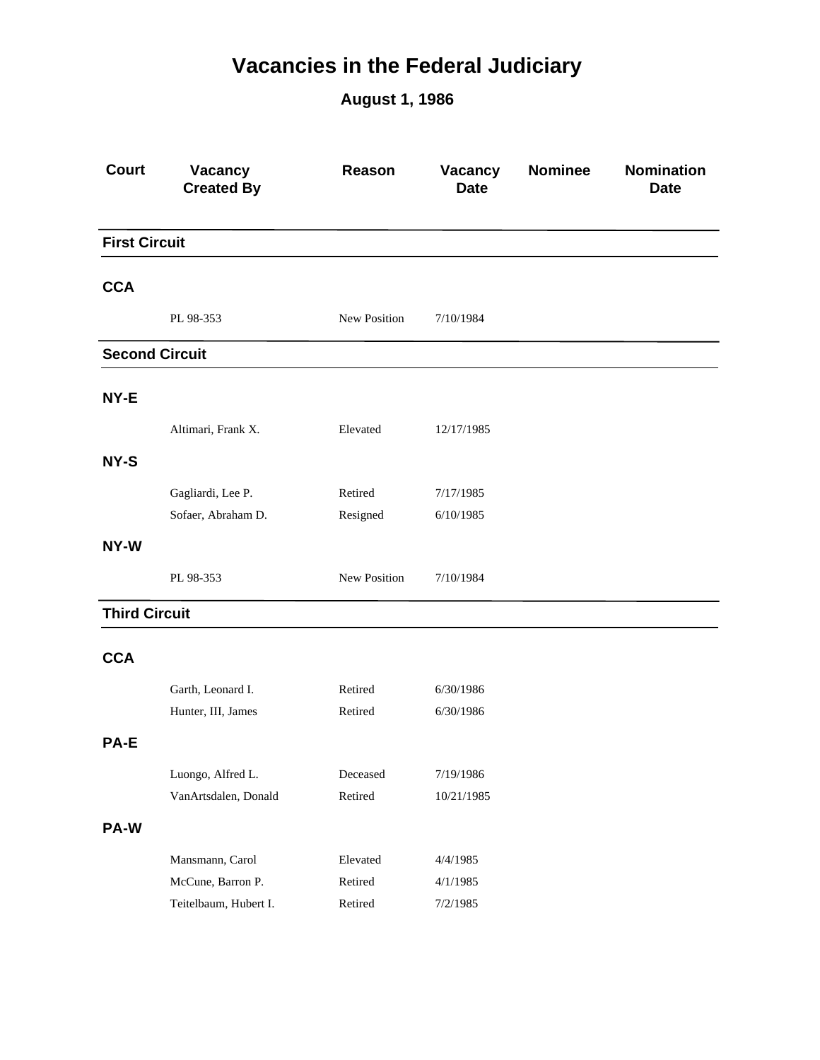# Vacancies in the Federal Judiciary

## August 1, 1986

| Court | Vacancy Created By | Reason | Vacancy Date | Nominee | Nomination Date |
|---|---|---|---|---|---|
| **First Circuit** | | | | | |
| **CCA** | | | | | |
| | PL 98-353 | New Position | 7/10/1984 | | |
| **Second Circuit** | | | | | |
| **NY-E** | | | | | |
| | Altimari, Frank X. | Elevated | 12/17/1985 | | |
| **NY-S** | | | | | |
| | Gagliardi, Lee P. | Retired | 7/17/1985 | | |
| | Sofaer, Abraham D. | Resigned | 6/10/1985 | | |
| **NY-W** | | | | | |
| | PL 98-353 | New Position | 7/10/1984 | | |
| **Third Circuit** | | | | | |
| **CCA** | | | | | |
| | Garth, Leonard I. | Retired | 6/30/1986 | | |
| | Hunter, III, James | Retired | 6/30/1986 | | |
| **PA-E** | | | | | |
| | Luongo, Alfred L. | Deceased | 7/19/1986 | | |
| | VanArtsdalen, Donald | Retired | 10/21/1985 | | |
| **PA-W** | | | | | |
| | Mansmann, Carol | Elevated | 4/4/1985 | | |
| | McCune, Barron P. | Retired | 4/1/1985 | | |
| | Teitelbaum, Hubert I. | Retired | 7/2/1985 | | |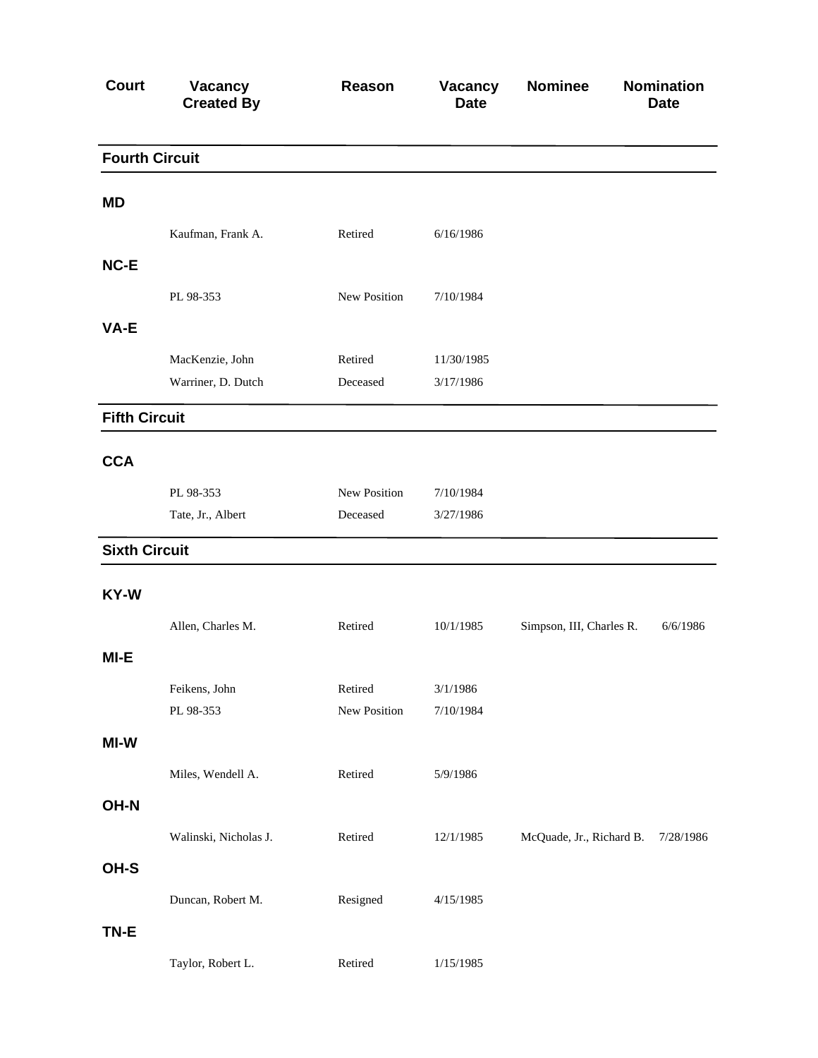| Court | Vacancy Created By | Reason | Vacancy Date | Nominee | Nomination Date |
|---|---|---|---|---|---|
| **Fourth Circuit** | | | | | |
| **MD** | | | | | |
| | Kaufman, Frank A. | Retired | 6/16/1986 | | |
| **NC-E** | | | | | |
| | PL 98-353 | New Position | 7/10/1984 | | |
| **VA-E** | | | | | |
| | MacKenzie, John | Retired | 11/30/1985 | | |
| | Warriner, D. Dutch | Deceased | 3/17/1986 | | |
| **Fifth Circuit** | | | | | |
| **CCA** | | | | | |
| | PL 98-353 | New Position | 7/10/1984 | | |
| | Tate, Jr., Albert | Deceased | 3/27/1986 | | |
| **Sixth Circuit** | | | | | |
| **KY-W** | | | | | |
| | Allen, Charles M. | Retired | 10/1/1985 | Simpson, III, Charles R. | 6/6/1986 |
| **MI-E** | | | | | |
| | Feikens, John | Retired | 3/1/1986 | | |
| | PL 98-353 | New Position | 7/10/1984 | | |
| **MI-W** | | | | | |
| | Miles, Wendell A. | Retired | 5/9/1986 | | |
| **OH-N** | | | | | |
| | Walinski, Nicholas J. | Retired | 12/1/1985 | McQuade, Jr., Richard B. | 7/28/1986 |
| **OH-S** | | | | | |
| | Duncan, Robert M. | Resigned | 4/15/1985 | | |
| **TN-E** | | | | | |
| | Taylor, Robert L. | Retired | 1/15/1985 | | |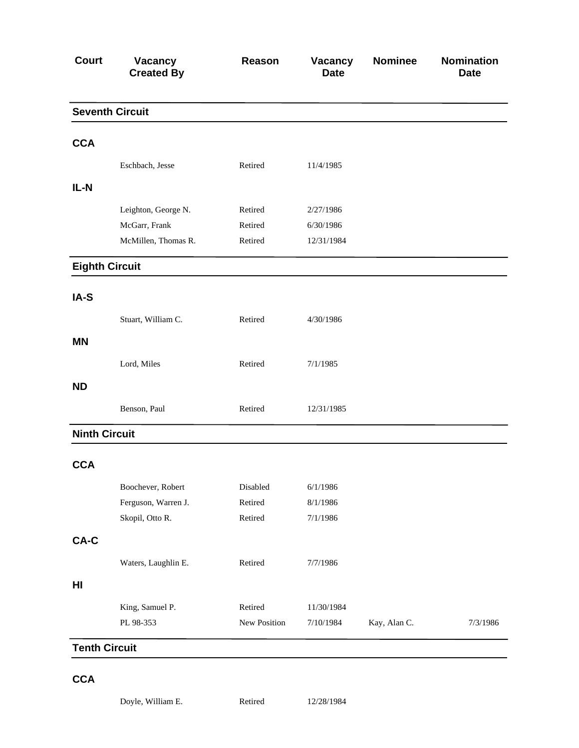| Court | Vacancy Created By | Reason | Vacancy Date | Nominee | Nomination Date |
|---|---|---|---|---|---|
| **Seventh Circuit** | | | | | |
| **CCA** | | | | | |
| | Eschbach, Jesse | Retired | 11/4/1985 | | |
| **IL-N** | | | | | |
| | Leighton, George N. | Retired | 2/27/1986 | | |
| | McGarr, Frank | Retired | 6/30/1986 | | |
| | McMillen, Thomas R. | Retired | 12/31/1984 | | |
| **Eighth Circuit** | | | | | |
| **IA-S** | | | | | |
| | Stuart, William C. | Retired | 4/30/1986 | | |
| **MN** | | | | | |
| | Lord, Miles | Retired | 7/1/1985 | | |
| **ND** | | | | | |
| | Benson, Paul | Retired | 12/31/1985 | | |
| **Ninth Circuit** | | | | | |
| **CCA** | | | | | |
| | Boochever, Robert | Disabled | 6/1/1986 | | |
| | Ferguson, Warren J. | Retired | 8/1/1986 | | |
| | Skopil, Otto R. | Retired | 7/1/1986 | | |
| **CA-C** | | | | | |
| | Waters, Laughlin E. | Retired | 7/7/1986 | | |
| **HI** | | | | | |
| | King, Samuel P. | Retired | 11/30/1984 | | |
| | PL 98-353 | New Position | 7/10/1984 | Kay, Alan C. | 7/3/1986 |
| **Tenth Circuit** | | | | | |
| **CCA** | | | | | |
| | Doyle, William E. | Retired | 12/28/1984 | | |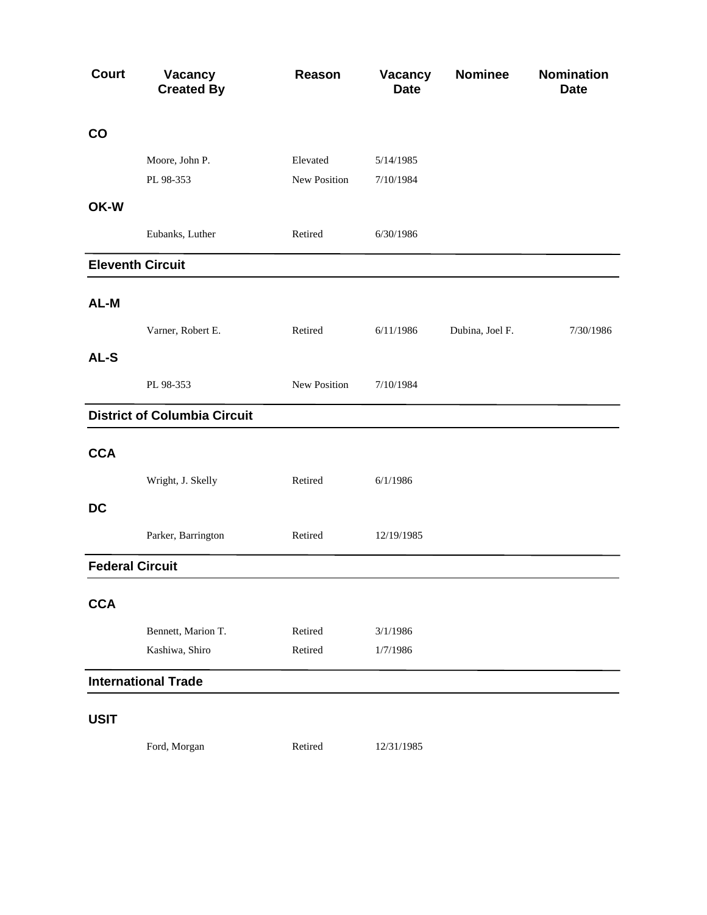| Court | Vacancy Created By | Reason | Vacancy Date | Nominee | Nomination Date |
|---|---|---|---|---|---|
| **CO** | | | | | |
| | Moore, John P. | Elevated | 5/14/1985 | | |
| | PL 98-353 | New Position | 7/10/1984 | | |
| **OK-W** | | | | | |
| | Eubanks, Luther | Retired | 6/30/1986 | | |

## Eleventh Circuit

| Court | Vacancy Created By | Reason | Vacancy Date | Nominee | Nomination Date |
|---|---|---|---|---|---|
| **AL-M** | | | | | |
| | Varner, Robert E. | Retired | 6/11/1986 | Dubina, Joel F. | 7/30/1986 |
| **AL-S** | | | | | |
| | PL 98-353 | New Position | 7/10/1984 | | |

## District of Columbia Circuit

| Court | Vacancy Created By | Reason | Vacancy Date | Nominee | Nomination Date |
|---|---|---|---|---|---|
| **CCA** | | | | | |
| | Wright, J. Skelly | Retired | 6/1/1986 | | |
| **DC** | | | | | |
| | Parker, Barrington | Retired | 12/19/1985 | | |

## Federal Circuit

| Court | Vacancy Created By | Reason | Vacancy Date | Nominee | Nomination Date |
|---|---|---|---|---|---|
| **CCA** | | | | | |
| | Bennett, Marion T. | Retired | 3/1/1986 | | |
| | Kashiwa, Shiro | Retired | 1/7/1986 | | |

## International Trade

| Court | Vacancy Created By | Reason | Vacancy Date | Nominee | Nomination Date |
|---|---|---|---|---|---|
| **USIT** | | | | | |
| | Ford, Morgan | Retired | 12/31/1985 | | |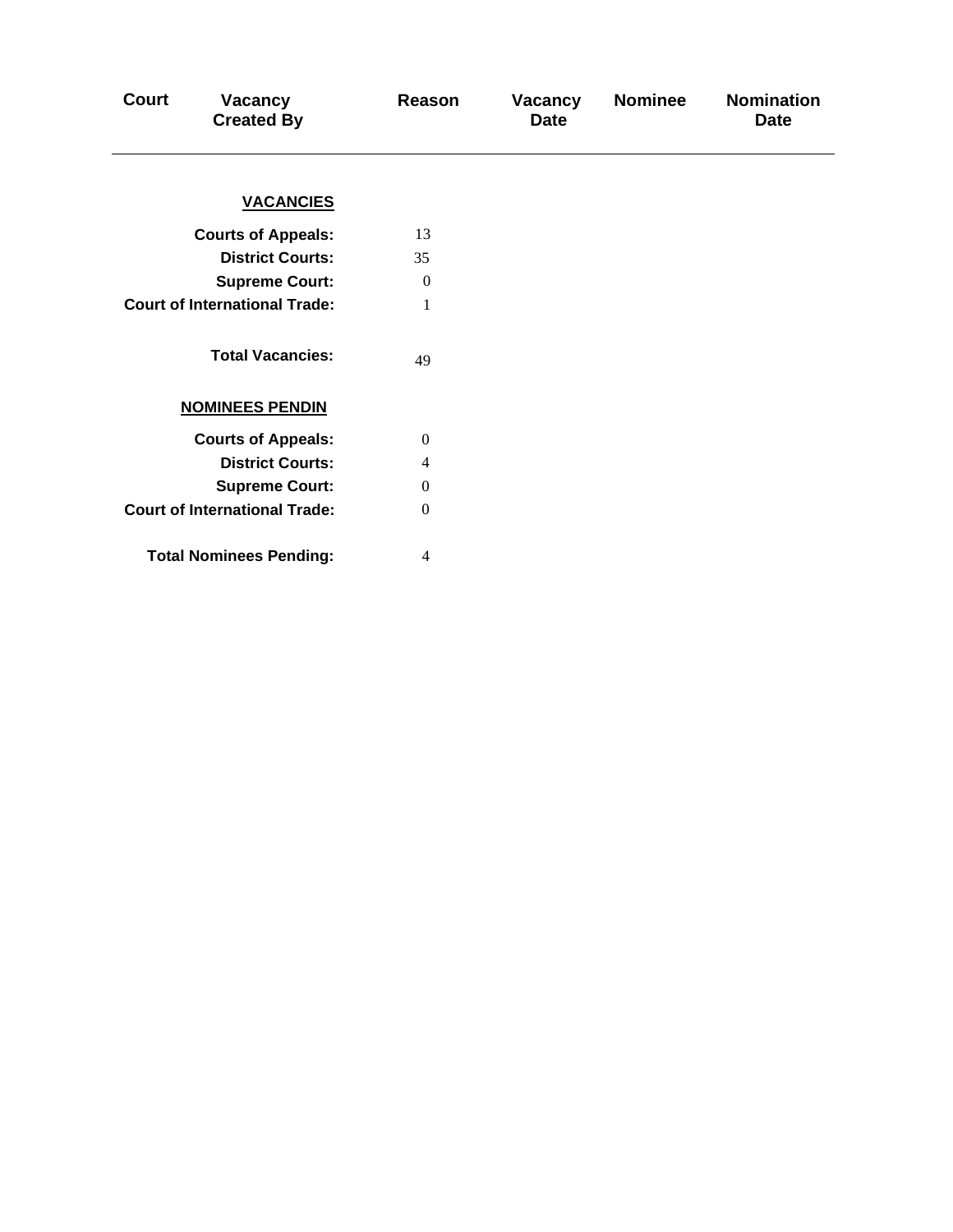| Court | Vacancy Created By | Reason | Vacancy Date | Nominee | Nomination Date |
| --- | --- | --- | --- | --- | --- |

**VACANCIES**

| | |
| --- | --- |
| **Courts of Appeals:** | 13 |
| **District Courts:** | 35 |
| **Supreme Court:** | 0 |
| **Court of International Trade:** | 1 |
| **Total Vacancies:** | 49 |

**NOMINEES PENDIN**

| | |
| --- | --- |
| **Courts of Appeals:** | 0 |
| **District Courts:** | 4 |
| **Supreme Court:** | 0 |
| **Court of International Trade:** | 0 |
| **Total Nominees Pending:** | 4 |